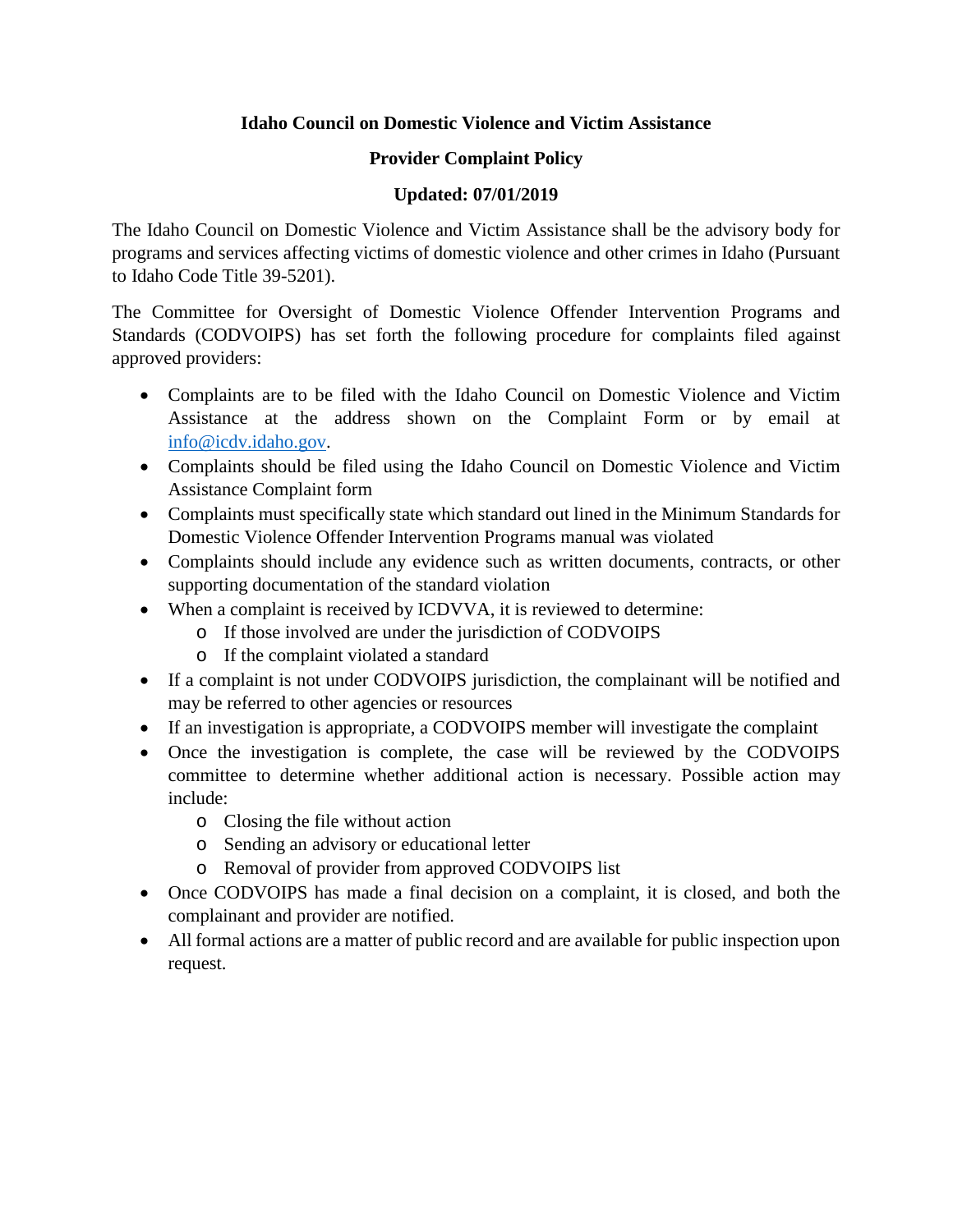**Idaho Council on Domestic Violence and Victim Assistance**

**Provider Complaint Policy**

**Updated: 07/01/2019**

The Idaho Council on Domestic Violence and Victim Assistance shall be the advisory body for programs and services affecting victims of domestic violence and other crimes in Idaho (Pursuant to Idaho Code Title 39-5201).

The Committee for Oversight of Domestic Violence Offender Intervention Programs and Standards (CODVOIPS) has set forth the following procedure for complaints filed against approved providers:

- Complaints are to be filed with the Idaho Council on Domestic Violence and Victim Assistance at the address shown on the Complaint Form or by email at info@icdv.idaho.gov.
- Complaints should be filed using the Idaho Council on Domestic Violence and Victim Assistance Complaint form
- Complaints must specifically state which standard out lined in the Minimum Standards for Domestic Violence Offender Intervention Programs manual was violated
- Complaints should include any evidence such as written documents, contracts, or other supporting documentation of the standard violation
- When a complaint is received by ICDVVA, it is reviewed to determine:
  - If those involved are under the jurisdiction of CODVOIPS
  - If the complaint violated a standard
- If a complaint is not under CODVOIPS jurisdiction, the complainant will be notified and may be referred to other agencies or resources
- If an investigation is appropriate, a CODVOIPS member will investigate the complaint
- Once the investigation is complete, the case will be reviewed by the CODVOIPS committee to determine whether additional action is necessary. Possible action may include:
  - Closing the file without action
  - Sending an advisory or educational letter
  - Removal of provider from approved CODVOIPS list
- Once CODVOIPS has made a final decision on a complaint, it is closed, and both the complainant and provider are notified.
- All formal actions are a matter of public record and are available for public inspection upon request.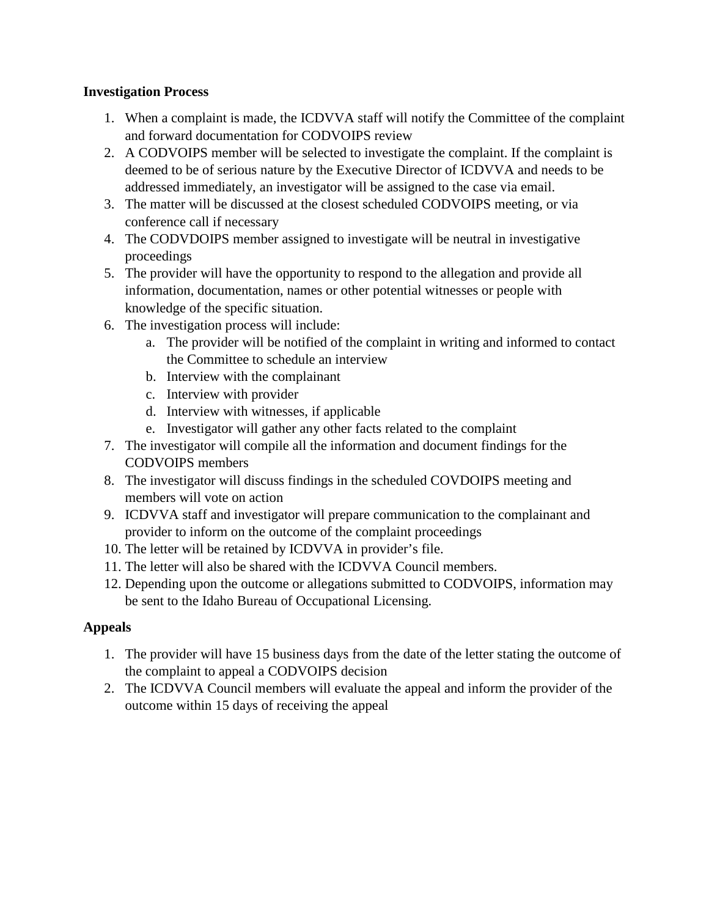**Investigation Process**

1. When a complaint is made, the ICDVVA staff will notify the Committee of the complaint and forward documentation for CODVOIPS review
2. A CODVOIPS member will be selected to investigate the complaint. If the complaint is deemed to be of serious nature by the Executive Director of ICDVVA and needs to be addressed immediately, an investigator will be assigned to the case via email.
3. The matter will be discussed at the closest scheduled CODVOIPS meeting, or via conference call if necessary
4. The CODVDOIPS member assigned to investigate will be neutral in investigative proceedings
5. The provider will have the opportunity to respond to the allegation and provide all information, documentation, names or other potential witnesses or people with knowledge of the specific situation.
6. The investigation process will include:
   a. The provider will be notified of the complaint in writing and informed to contact the Committee to schedule an interview
   b. Interview with the complainant
   c. Interview with provider
   d. Interview with witnesses, if applicable
   e. Investigator will gather any other facts related to the complaint
7. The investigator will compile all the information and document findings for the CODVOIPS members
8. The investigator will discuss findings in the scheduled COVDOIPS meeting and members will vote on action
9. ICDVVA staff and investigator will prepare communication to the complainant and provider to inform on the outcome of the complaint proceedings
10. The letter will be retained by ICDVVA in provider's file.
11. The letter will also be shared with the ICDVVA Council members.
12. Depending upon the outcome or allegations submitted to CODVOIPS, information may be sent to the Idaho Bureau of Occupational Licensing.

**Appeals**

1. The provider will have 15 business days from the date of the letter stating the outcome of the complaint to appeal a CODVOIPS decision
2. The ICDVVA Council members will evaluate the appeal and inform the provider of the outcome within 15 days of receiving the appeal